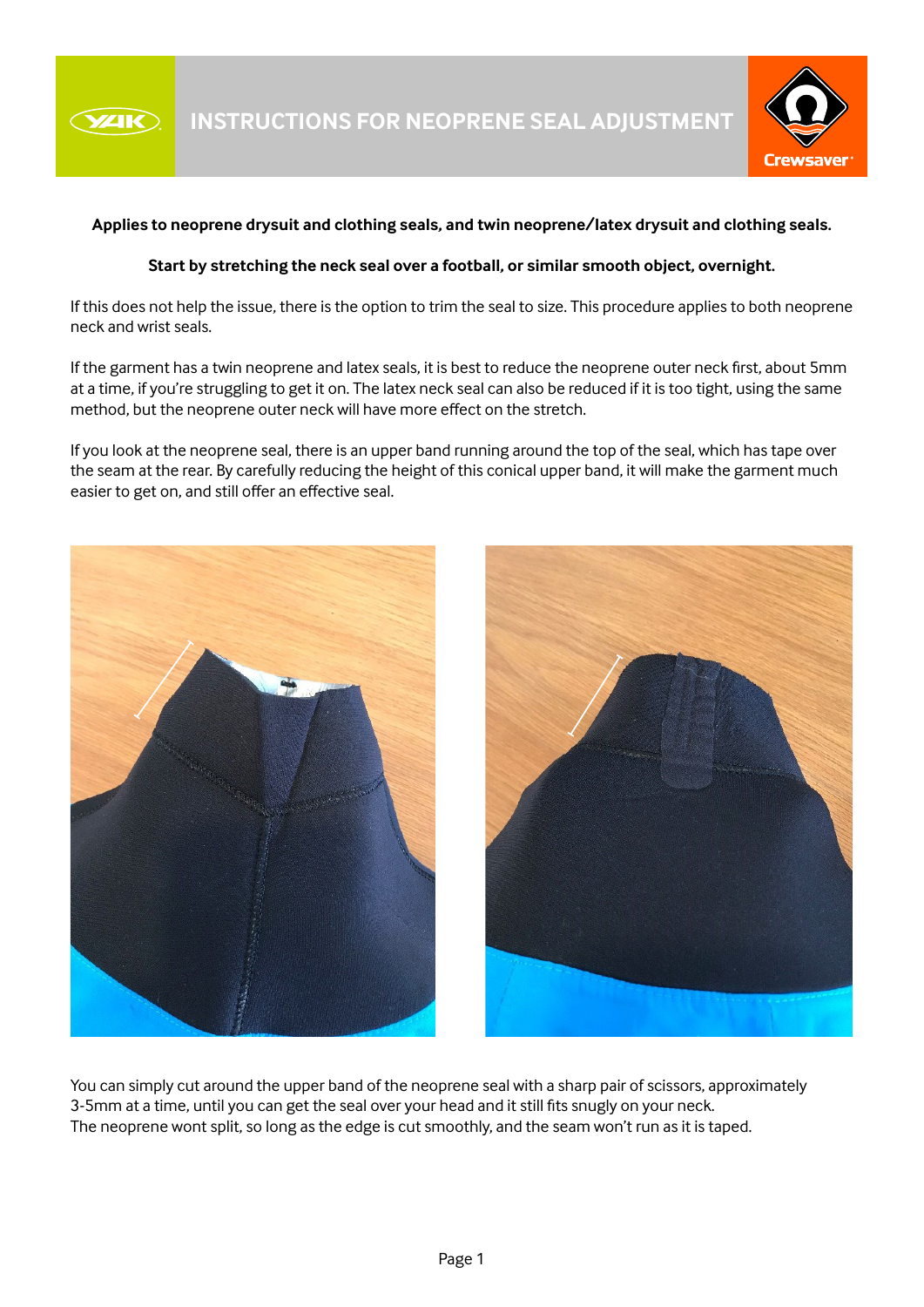# INSTRUCTIONS FOR NEOPRENE SEAL ADJUSTMENT

**Applies to neoprene drysuit and clothing seals, and twin neoprene/latex drysuit and clothing seals.**

**Start by stretching the neck seal over a football, or similar smooth object, overnight.**

If this does not help the issue, there is the option to trim the seal to size. This procedure applies to both neoprene neck and wrist seals.

If the garment has a twin neoprene and latex seals, it is best to reduce the neoprene outer neck first, about 5mm at a time, if you're struggling to get it on. The latex neck seal can also be reduced if it is too tight, using the same method, but the neoprene outer neck will have more effect on the stretch.

If you look at the neoprene seal, there is an upper band running around the top of the seal, which has tape over the seam at the rear. By carefully reducing the height of this conical upper band, it will make the garment much easier to get on, and still offer an effective seal.

You can simply cut around the upper band of the neoprene seal with a sharp pair of scissors, approximately 3-5mm at a time, until you can get the seal over your head and it still fits snugly on your neck.
The neoprene wont split, so long as the edge is cut smoothly, and the seam won't run as it is taped.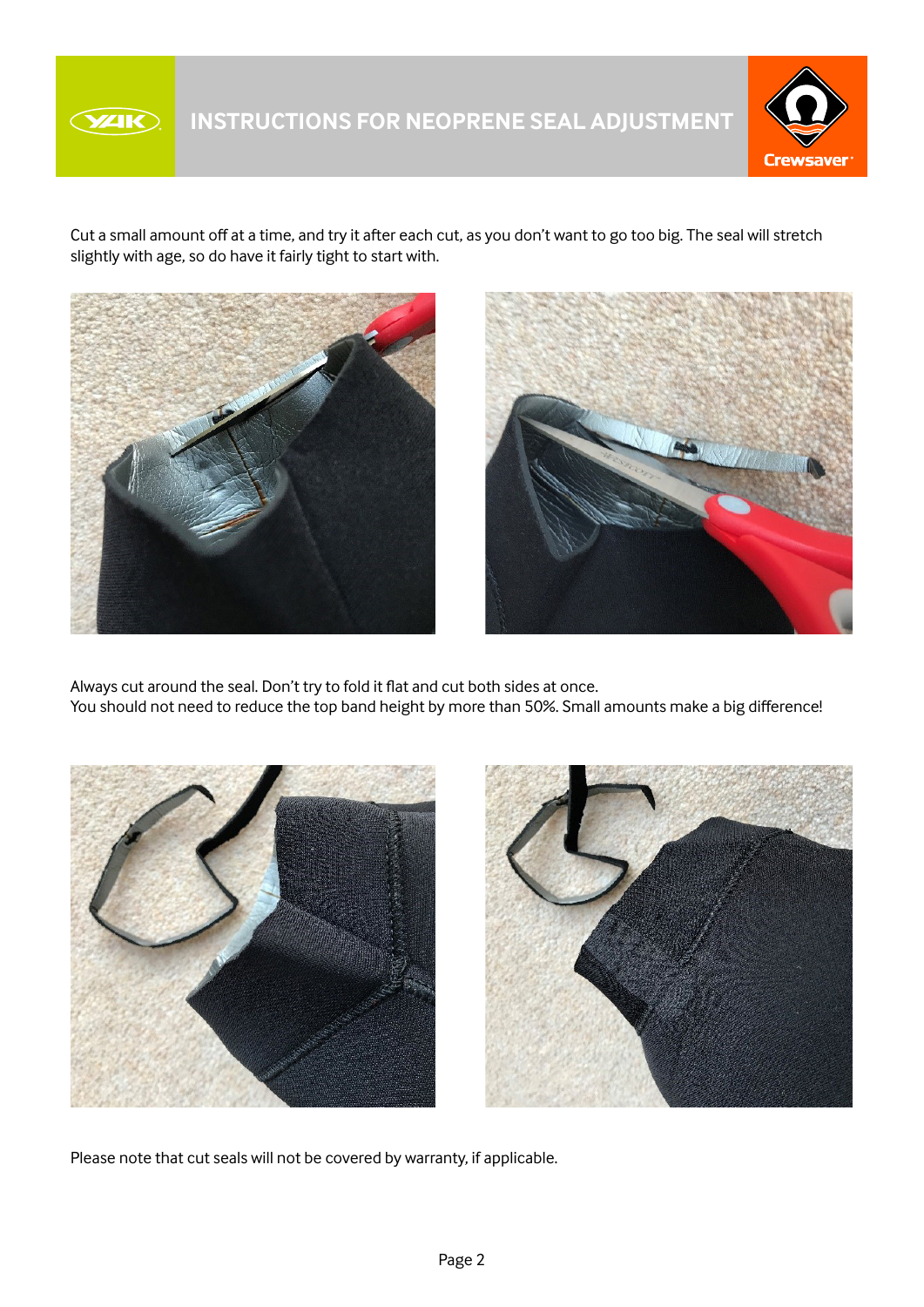Cut a small amount off at a time, and try it after each cut, as you don't want to go too big. The seal will stretch slightly with age, so do have it fairly tight to start with.

Always cut around the seal. Don't try to fold it flat and cut both sides at once.
You should not need to reduce the top band height by more than 50%. Small amounts make a big difference!

Please note that cut seals will not be covered by warranty, if applicable.